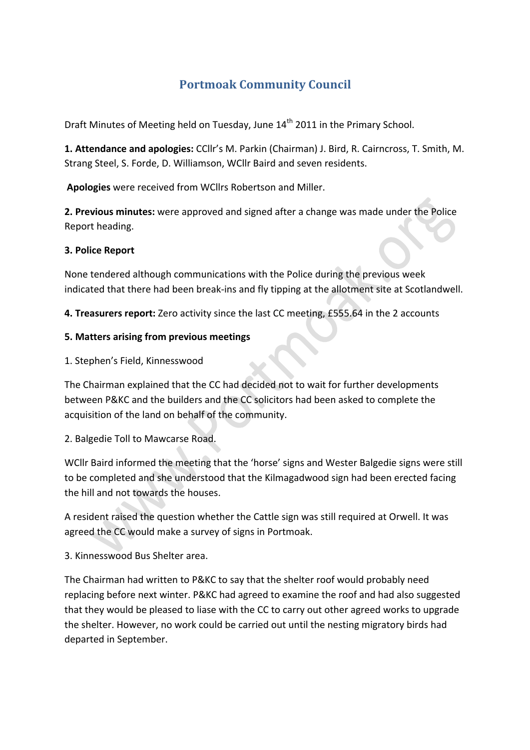# Portmoak Community Council

Draft Minutes of Meeting held on Tuesday, June 14th 2011 in the Primary School.

**1. Attendance and apologies:** CCllr's M. Parkin (Chairman) J. Bird, R. Cairncross, T. Smith, M. Strang Steel, S. Forde, D. Williamson, WCllr Baird and seven residents.

**Apologies** were received from WCllrs Robertson and Miller.

**2. Previous minutes:** were approved and signed after a change was made under the Police Report heading.

**3. Police Report**

None tendered although communications with the Police during the previous week indicated that there had been break-ins and fly tipping at the allotment site at Scotlandwell.

**4. Treasurers report:** Zero activity since the last CC meeting, £555.64 in the 2 accounts

**5. Matters arising from previous meetings**

1. Stephen's Field, Kinnesswood

The Chairman explained that the CC had decided not to wait for further developments between P&KC and the builders and the CC solicitors had been asked to complete the acquisition of the land on behalf of the community.

2. Balgedie Toll to Mawcarse Road.

WCllr Baird informed the meeting that the 'horse' signs and Wester Balgedie signs were still to be completed and she understood that the Kilmagadwood sign had been erected facing the hill and not towards the houses.

A resident raised the question whether the Cattle sign was still required at Orwell. It was agreed the CC would make a survey of signs in Portmoak.

3. Kinnesswood Bus Shelter area.

The Chairman had written to P&KC to say that the shelter roof would probably need replacing before next winter. P&KC had agreed to examine the roof and had also suggested that they would be pleased to liase with the CC to carry out other agreed works to upgrade the shelter. However, no work could be carried out until the nesting migratory birds had departed in September.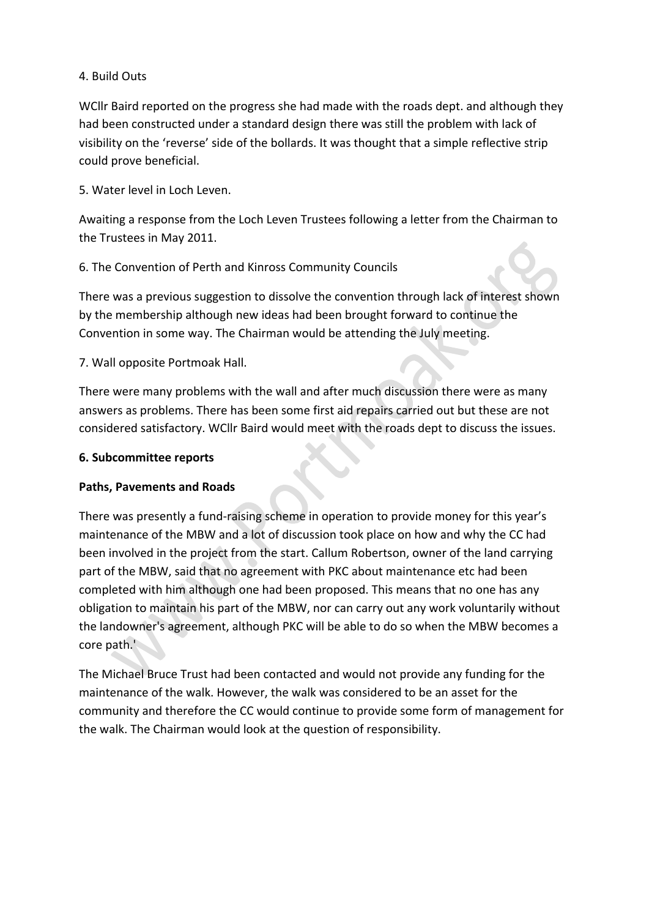4. Build Outs

WCllr Baird reported on the progress she had made with the roads dept. and although they had been constructed under a standard design there was still the problem with lack of visibility on the 'reverse' side of the bollards. It was thought that a simple reflective strip could prove beneficial.

5. Water level in Loch Leven.

Awaiting a response from the Loch Leven Trustees following a letter from the Chairman to the Trustees in May 2011.

6. The Convention of Perth and Kinross Community Councils

There was a previous suggestion to dissolve the convention through lack of interest shown by the membership although new ideas had been brought forward to continue the Convention in some way. The Chairman would be attending the July meeting.

7. Wall opposite Portmoak Hall.

There were many problems with the wall and after much discussion there were as many answers as problems. There has been some first aid repairs carried out but these are not considered satisfactory. WCllr Baird would meet with the roads dept to discuss the issues.

**6. Subcommittee reports**

**Paths, Pavements and Roads**

There was presently a fund-raising scheme in operation to provide money for this year's maintenance of the MBW and a lot of discussion took place on how and why the CC had been involved in the project from the start. Callum Robertson, owner of the land carrying part of the MBW, said that no agreement with PKC about maintenance etc had been completed with him although one had been proposed. This means that no one has any obligation to maintain his part of the MBW, nor can carry out any work voluntarily without the landowner's agreement, although PKC will be able to do so when the MBW becomes a core path.'

The Michael Bruce Trust had been contacted and would not provide any funding for the maintenance of the walk. However, the walk was considered to be an asset for the community and therefore the CC would continue to provide some form of management for the walk. The Chairman would look at the question of responsibility.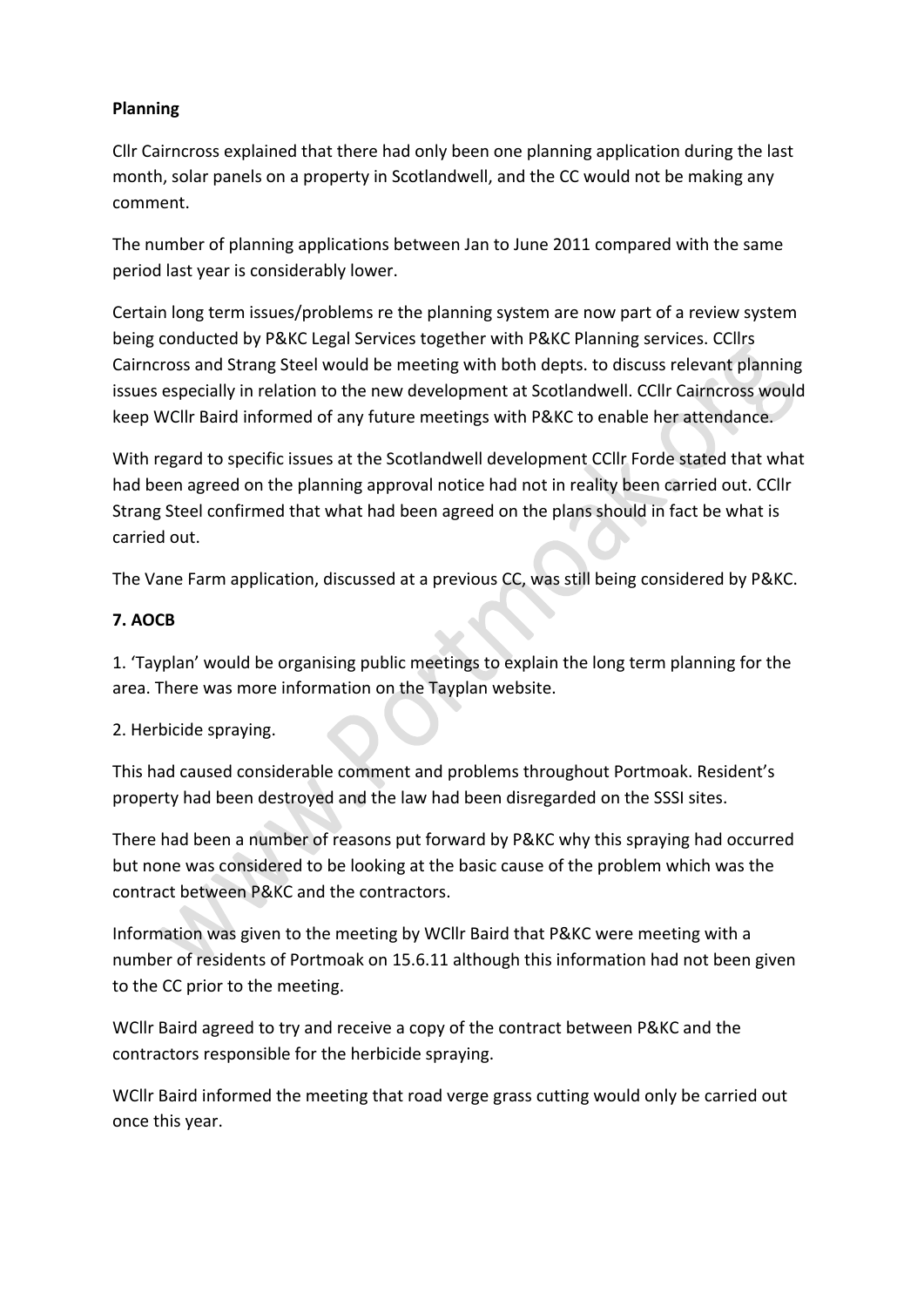**Planning**

Cllr Cairncross explained that there had only been one planning application during the last month, solar panels on a property in Scotlandwell, and the CC would not be making any comment.

The number of planning applications between Jan to June 2011 compared with the same period last year is considerably lower.

Certain long term issues/problems re the planning system are now part of a review system being conducted by P&KC Legal Services together with P&KC Planning services. CCllrs Cairncross and Strang Steel would be meeting with both depts. to discuss relevant planning issues especially in relation to the new development at Scotlandwell. CCllr Cairncross would keep WCllr Baird informed of any future meetings with P&KC to enable her attendance.

With regard to specific issues at the Scotlandwell development CCllr Forde stated that what had been agreed on the planning approval notice had not in reality been carried out. CCllr Strang Steel confirmed that what had been agreed on the plans should in fact be what is carried out.

The Vane Farm application, discussed at a previous CC, was still being considered by P&KC.

**7. AOCB**

1. 'Tayplan' would be organising public meetings to explain the long term planning for the area. There was more information on the Tayplan website.

2. Herbicide spraying.

This had caused considerable comment and problems throughout Portmoak. Resident's property had been destroyed and the law had been disregarded on the SSSI sites.

There had been a number of reasons put forward by P&KC why this spraying had occurred but none was considered to be looking at the basic cause of the problem which was the contract between P&KC and the contractors.

Information was given to the meeting by WCllr Baird that P&KC were meeting with a number of residents of Portmoak on 15.6.11 although this information had not been given to the CC prior to the meeting.

WCllr Baird agreed to try and receive a copy of the contract between P&KC and the contractors responsible for the herbicide spraying.

WCllr Baird informed the meeting that road verge grass cutting would only be carried out once this year.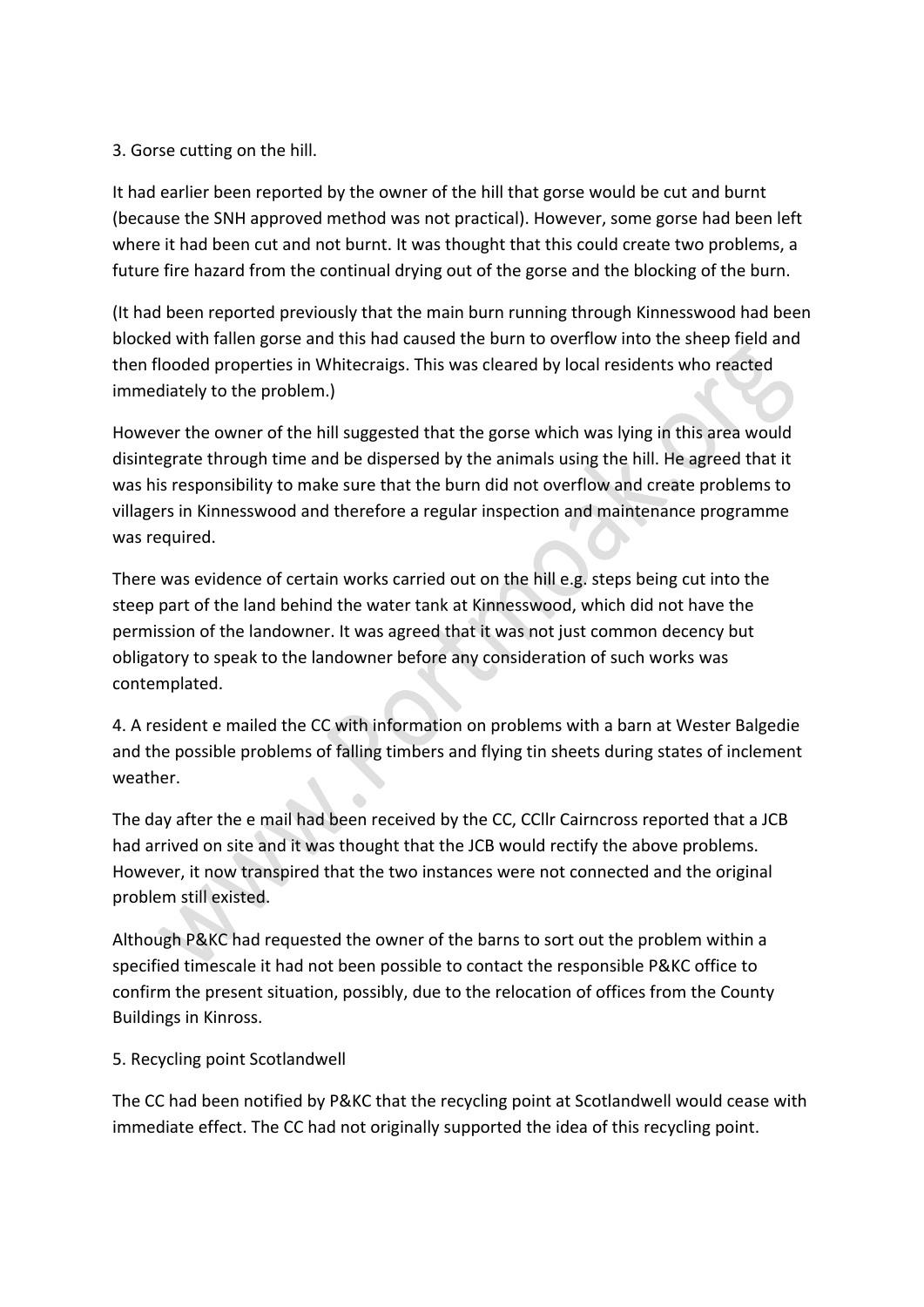3. Gorse cutting on the hill.

It had earlier been reported by the owner of the hill that gorse would be cut and burnt (because the SNH approved method was not practical). However, some gorse had been left where it had been cut and not burnt. It was thought that this could create two problems, a future fire hazard from the continual drying out of the gorse and the blocking of the burn.

(It had been reported previously that the main burn running through Kinnesswood had been blocked with fallen gorse and this had caused the burn to overflow into the sheep field and then flooded properties in Whitecraigs. This was cleared by local residents who reacted immediately to the problem.)

However the owner of the hill suggested that the gorse which was lying in this area would disintegrate through time and be dispersed by the animals using the hill. He agreed that it was his responsibility to make sure that the burn did not overflow and create problems to villagers in Kinnesswood and therefore a regular inspection and maintenance programme was required.

There was evidence of certain works carried out on the hill e.g. steps being cut into the steep part of the land behind the water tank at Kinnesswood, which did not have the permission of the landowner. It was agreed that it was not just common decency but obligatory to speak to the landowner before any consideration of such works was contemplated.

4. A resident e mailed the CC with information on problems with a barn at Wester Balgedie and the possible problems of falling timbers and flying tin sheets during states of inclement weather.

The day after the e mail had been received by the CC, CCllr Cairncross reported that a JCB had arrived on site and it was thought that the JCB would rectify the above problems. However, it now transpired that the two instances were not connected and the original problem still existed.

Although P&KC had requested the owner of the barns to sort out the problem within a specified timescale it had not been possible to contact the responsible P&KC office to confirm the present situation, possibly, due to the relocation of offices from the County Buildings in Kinross.

5. Recycling point Scotlandwell

The CC had been notified by P&KC that the recycling point at Scotlandwell would cease with immediate effect. The CC had not originally supported the idea of this recycling point.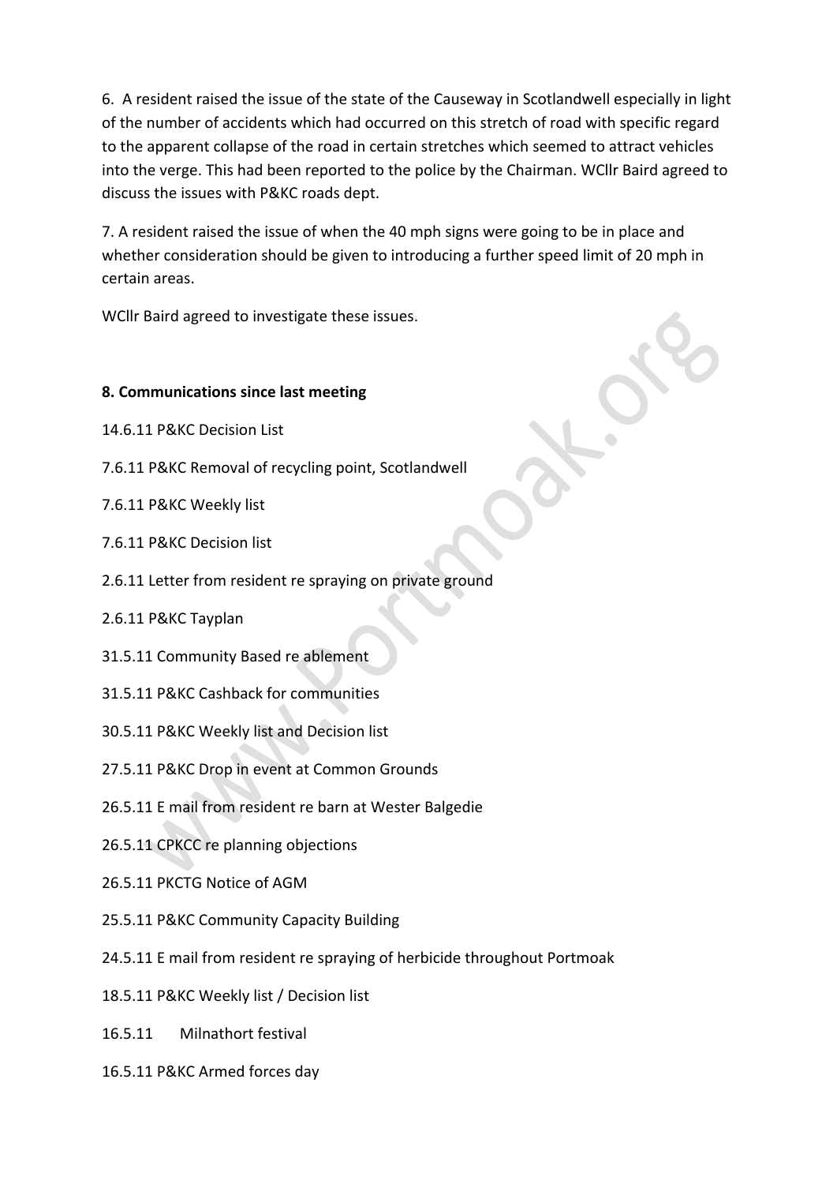6. A resident raised the issue of the state of the Causeway in Scotlandwell especially in light of the number of accidents which had occurred on this stretch of road with specific regard to the apparent collapse of the road in certain stretches which seemed to attract vehicles into the verge. This had been reported to the police by the Chairman. WCllr Baird agreed to discuss the issues with P&KC roads dept.

7. A resident raised the issue of when the 40 mph signs were going to be in place and whether consideration should be given to introducing a further speed limit of 20 mph in certain areas.

WCllr Baird agreed to investigate these issues.

**8. Communications since last meeting**

14.6.11 P&KC Decision List

7.6.11 P&KC Removal of recycling point, Scotlandwell

7.6.11 P&KC Weekly list

7.6.11 P&KC Decision list

2.6.11 Letter from resident re spraying on private ground

2.6.11 P&KC Tayplan

31.5.11 Community Based re ablement

31.5.11 P&KC Cashback for communities

30.5.11 P&KC Weekly list and Decision list

27.5.11 P&KC Drop in event at Common Grounds

26.5.11 E mail from resident re barn at Wester Balgedie

26.5.11 CPKCC re planning objections

26.5.11 PKCTG Notice of AGM

25.5.11 P&KC Community Capacity Building

24.5.11 E mail from resident re spraying of herbicide throughout Portmoak

18.5.11 P&KC Weekly list / Decision list

16.5.11 Milnathort festival

16.5.11 P&KC Armed forces day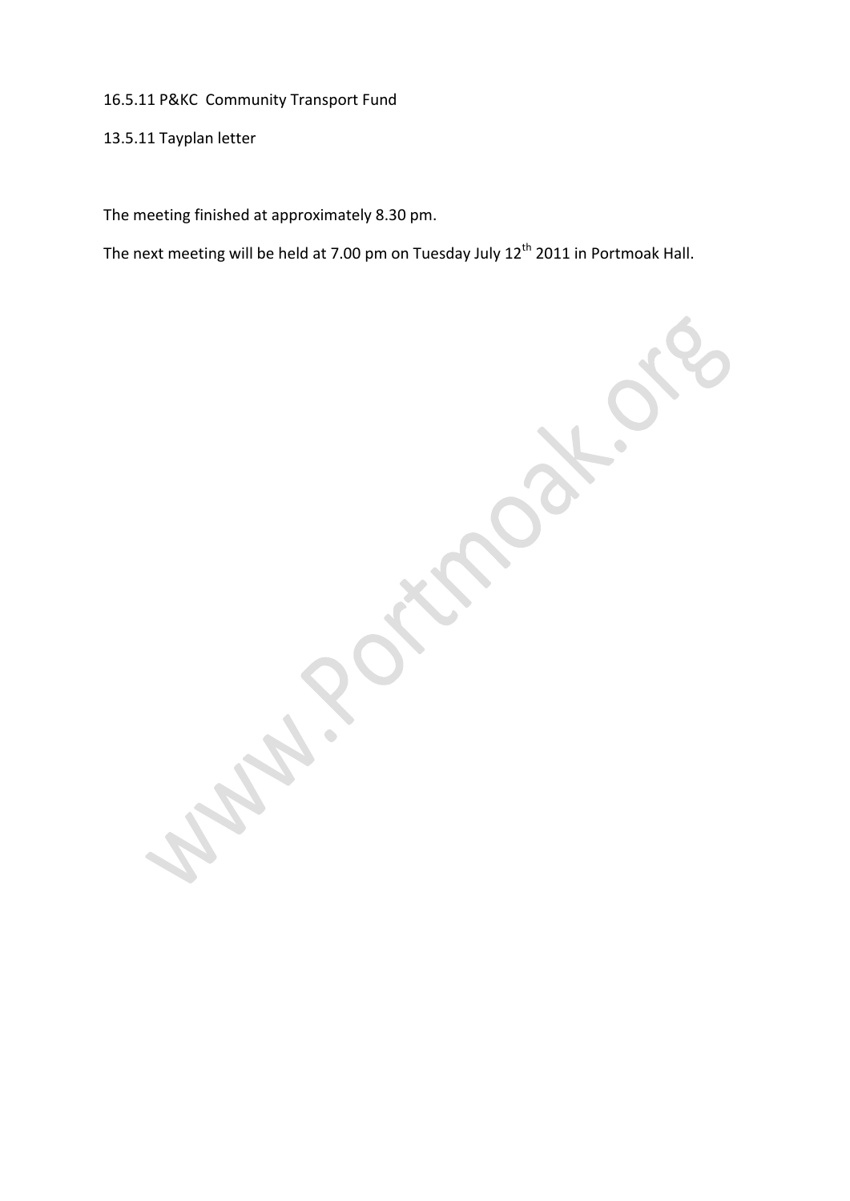16.5.11 P&KC Community Transport Fund

13.5.11 Tayplan letter

The meeting finished at approximately 8.30 pm.

The next meeting will be held at 7.00 pm on Tuesday July 12th 2011 in Portmoak Hall.